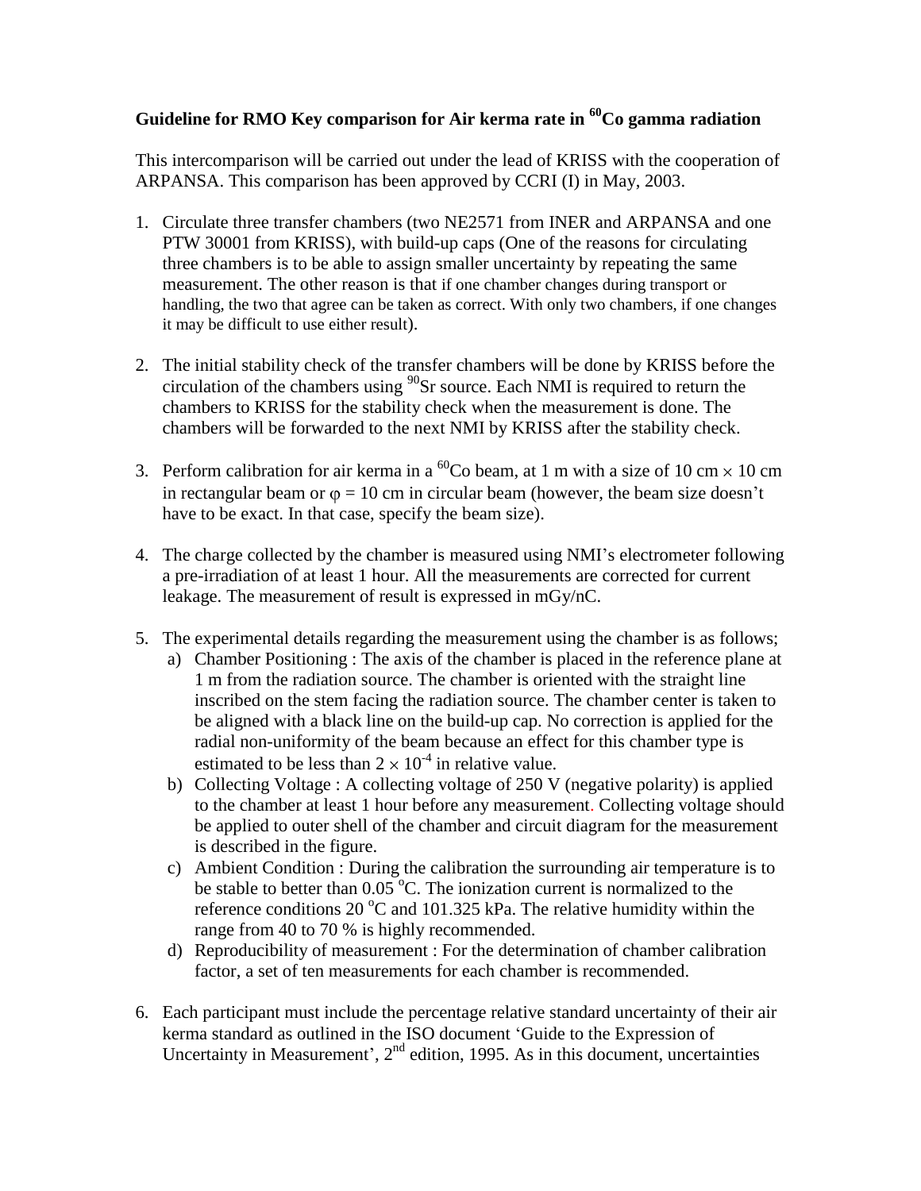**Guideline for RMO Key comparison for Air kerma rate in $^{60}$Co gamma radiation**

This intercomparison will be carried out under the lead of KRISS with the cooperation of ARPANSA. This comparison has been approved by CCRI (I) in May, 2003.

1. Circulate three transfer chambers (two NE2571 from INER and ARPANSA and one PTW 30001 from KRISS), with build-up caps (One of the reasons for circulating three chambers is to be able to assign smaller uncertainty by repeating the same measurement. The other reason is that if one chamber changes during transport or handling, the two that agree can be taken as correct. With only two chambers, if one changes it may be difficult to use either result).

2. The initial stability check of the transfer chambers will be done by KRISS before the circulation of the chambers using $^{90}$Sr source. Each NMI is required to return the chambers to KRISS for the stability check when the measurement is done. The chambers will be forwarded to the next NMI by KRISS after the stability check.

3. Perform calibration for air kerma in a $^{60}$Co beam, at 1 m with a size of 10 cm $\times$ 10 cm in rectangular beam or $\varphi$ = 10 cm in circular beam (however, the beam size doesn't have to be exact. In that case, specify the beam size).

4. The charge collected by the chamber is measured using NMI's electrometer following a pre-irradiation of at least 1 hour. All the measurements are corrected for current leakage. The measurement of result is expressed in mGy/nC.

5. The experimental details regarding the measurement using the chamber is as follows;
   a) Chamber Positioning : The axis of the chamber is placed in the reference plane at 1 m from the radiation source. The chamber is oriented with the straight line inscribed on the stem facing the radiation source. The chamber center is taken to be aligned with a black line on the build-up cap. No correction is applied for the radial non-uniformity of the beam because an effect for this chamber type is estimated to be less than $2 \times 10^{-4}$ in relative value.
   b) Collecting Voltage : A collecting voltage of 250 V (negative polarity) is applied to the chamber at least 1 hour before any measurement. Collecting voltage should be applied to outer shell of the chamber and circuit diagram for the measurement is described in the figure.
   c) Ambient Condition : During the calibration the surrounding air temperature is to be stable to better than 0.05 $^{o}$C. The ionization current is normalized to the reference conditions 20 $^{o}$C and 101.325 kPa. The relative humidity within the range from 40 to 70 % is highly recommended.
   d) Reproducibility of measurement : For the determination of chamber calibration factor, a set of ten measurements for each chamber is recommended.

6. Each participant must include the percentage relative standard uncertainty of their air kerma standard as outlined in the ISO document 'Guide to the Expression of Uncertainty in Measurement', 2nd edition, 1995. As in this document, uncertainties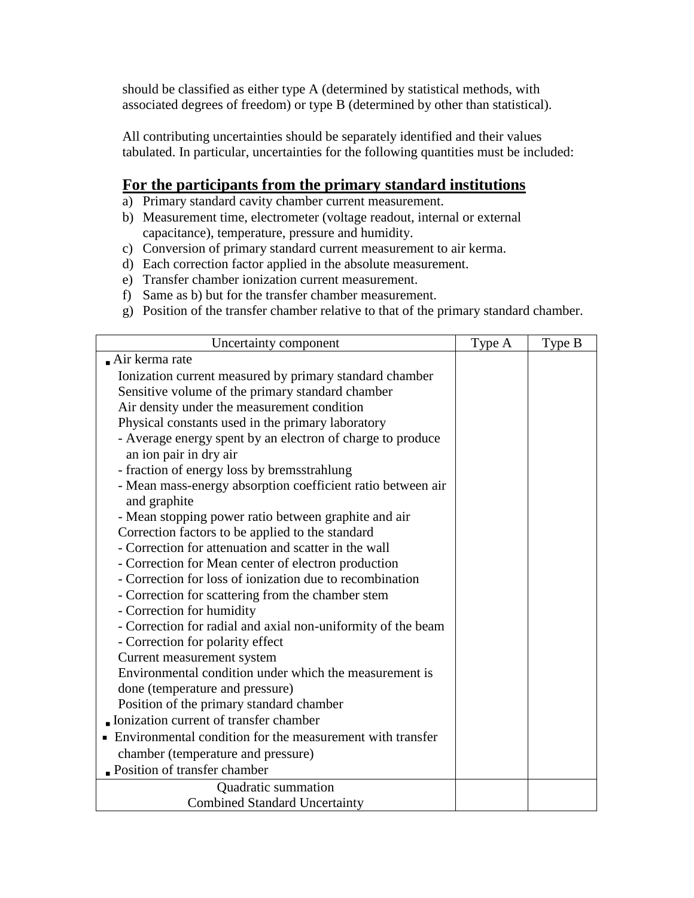should be classified as either type A (determined by statistical methods, with associated degrees of freedom) or type B (determined by other than statistical).

All contributing uncertainties should be separately identified and their values tabulated. In particular, uncertainties for the following quantities must be included:

## For the participants from the primary standard institutions

a) Primary standard cavity chamber current measurement.
b) Measurement time, electrometer (voltage readout, internal or external capacitance), temperature, pressure and humidity.
c) Conversion of primary standard current measurement to air kerma.
d) Each correction factor applied in the absolute measurement.
e) Transfer chamber ionization current measurement.
f) Same as b) but for the transfer chamber measurement.
g) Position of the transfer chamber relative to that of the primary standard chamber.

| Uncertainty component | Type A | Type B |
|---|---|---|
| ▪ Air kerma rate | | |
| Ionization current measured by primary standard chamber | | |
| Sensitive volume of the primary standard chamber | | |
| Air density under the measurement condition | | |
| Physical constants used in the primary laboratory | | |
| - Average energy spent by an electron of charge to produce an ion pair in dry air | | |
| - fraction of energy loss by bremsstrahlung | | |
| - Mean mass-energy absorption coefficient ratio between air and graphite | | |
| - Mean stopping power ratio between graphite and air | | |
| Correction factors to be applied to the standard | | |
| - Correction for attenuation and scatter in the wall | | |
| - Correction for Mean center of electron production | | |
| - Correction for loss of ionization due to recombination | | |
| - Correction for scattering from the chamber stem | | |
| - Correction for humidity | | |
| - Correction for radial and axial non-uniformity of the beam | | |
| - Correction for polarity effect | | |
| Current measurement system | | |
| Environmental condition under which the measurement is done (temperature and pressure) | | |
| Position of the primary standard chamber | | |
| ▪ Ionization current of transfer chamber | | |
| ▪ Environmental condition for the measurement with transfer chamber (temperature and pressure) | | |
| ▪ Position of transfer chamber | | |
| Quadratic summation<br>Combined Standard Uncertainty | | |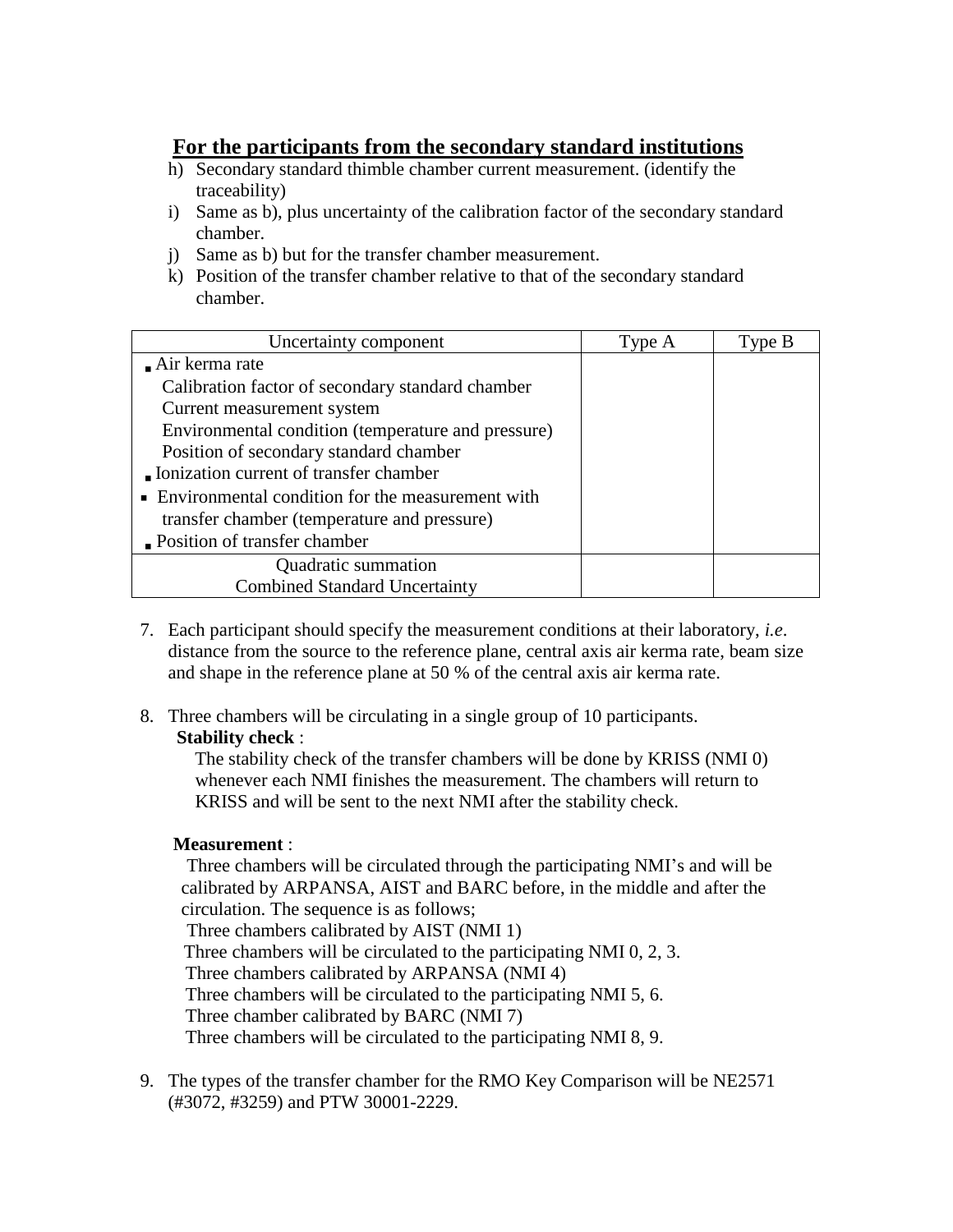## For the participants from the secondary standard institutions

h) Secondary standard thimble chamber current measurement. (identify the traceability)
i) Same as b), plus uncertainty of the calibration factor of the secondary standard chamber.
j) Same as b) but for the transfer chamber measurement.
k) Position of the transfer chamber relative to that of the secondary standard chamber.

| Uncertainty component | Type A | Type B |
|---|---|---|
| ▪ Air kerma rate<br>Calibration factor of secondary standard chamber<br>Current measurement system<br>Environmental condition (temperature and pressure)<br>Position of secondary standard chamber<br>▪ Ionization current of transfer chamber<br>▪ Environmental condition for the measurement with transfer chamber (temperature and pressure)<br>▪ Position of transfer chamber | | |
| Quadratic summation<br>Combined Standard Uncertainty | | |

7. Each participant should specify the measurement conditions at their laboratory, *i.e*. distance from the source to the reference plane, central axis air kerma rate, beam size and shape in the reference plane at 50 % of the central axis air kerma rate.

8. Three chambers will be circulating in a single group of 10 participants.

   **Stability check** :

   The stability check of the transfer chambers will be done by KRISS (NMI 0) whenever each NMI finishes the measurement. The chambers will return to KRISS and will be sent to the next NMI after the stability check.

   **Measurement** :

   Three chambers will be circulated through the participating NMI's and will be calibrated by ARPANSA, AIST and BARC before, in the middle and after the circulation. The sequence is as follows;

   Three chambers calibrated by AIST (NMI 1)
   Three chambers will be circulated to the participating NMI 0, 2, 3.
   Three chambers calibrated by ARPANSA (NMI 4)
   Three chambers will be circulated to the participating NMI 5, 6.
   Three chamber calibrated by BARC (NMI 7)
   Three chambers will be circulated to the participating NMI 8, 9.

9. The types of the transfer chamber for the RMO Key Comparison will be NE2571 (#3072, #3259) and PTW 30001-2229.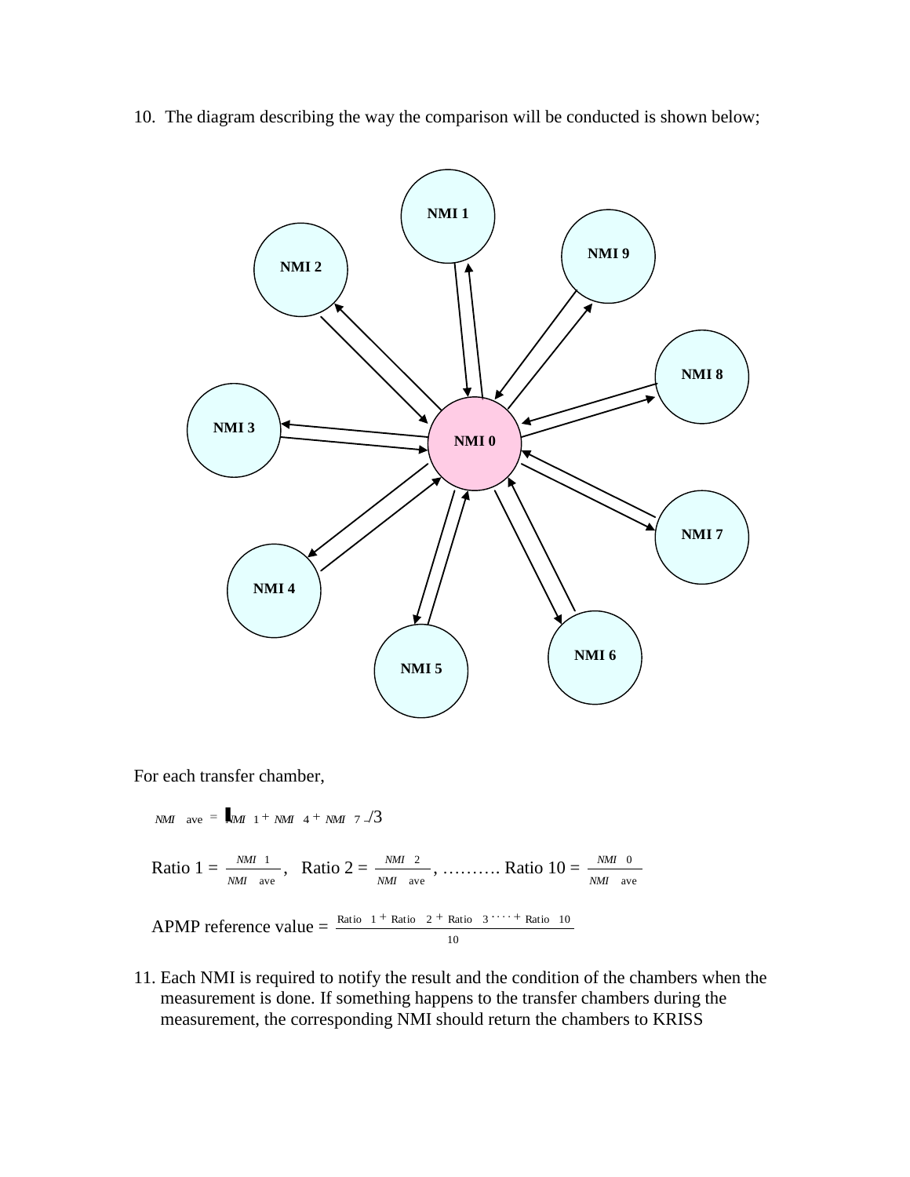10. The diagram describing the way the comparison will be conducted is shown below;

For each transfer chamber,

$$NMI_{ave} = (NMI_1 + NMI_4 + NMI_7)/3$$

$$\text{Ratio 1} = \frac{NMI_1}{NMI_{ave}}, \quad \text{Ratio 2} = \frac{NMI_2}{NMI_{ave}}, \ldots\ldots\ldots \text{Ratio 10} = \frac{NMI_0}{NMI_{ave}}$$

$$\text{APMP reference value} = \frac{\text{Ratio}_1 + \text{Ratio}_2 + \text{Ratio}_3 \cdots + \text{Ratio}_{10}}{10}$$

11. Each NMI is required to notify the result and the condition of the chambers when the measurement is done. If something happens to the transfer chambers during the measurement, the corresponding NMI should return the chambers to KRISS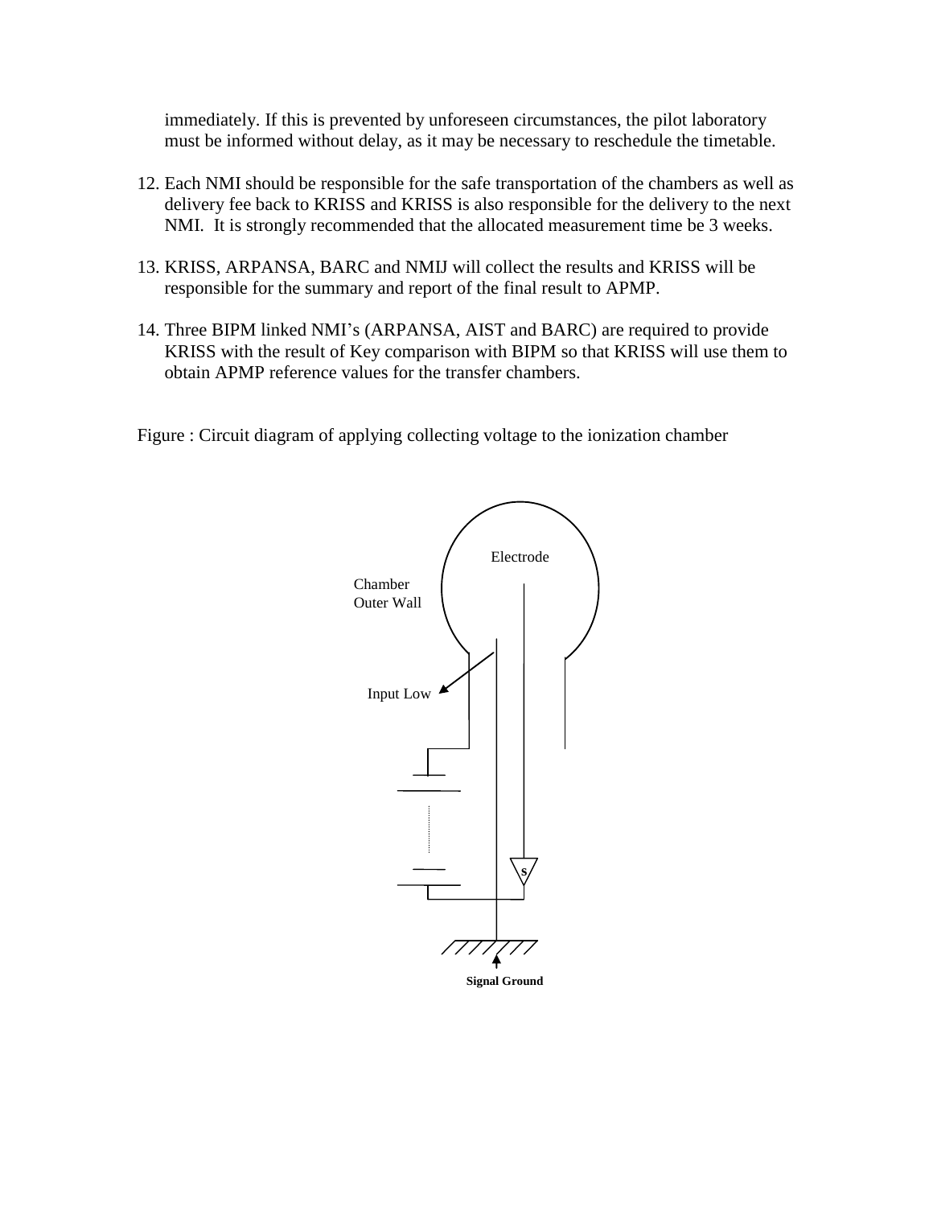immediately. If this is prevented by unforeseen circumstances, the pilot laboratory must be informed without delay, as it may be necessary to reschedule the timetable.

12. Each NMI should be responsible for the safe transportation of the chambers as well as delivery fee back to KRISS and KRISS is also responsible for the delivery to the next NMI.  It is strongly recommended that the allocated measurement time be 3 weeks.

13. KRISS, ARPANSA, BARC and NMIJ will collect the results and KRISS will be responsible for the summary and report of the final result to APMP.

14. Three BIPM linked NMI's (ARPANSA, AIST and BARC) are required to provide KRISS with the result of Key comparison with BIPM so that KRISS will use them to obtain APMP reference values for the transfer chambers.

Figure : Circuit diagram of applying collecting voltage to the ionization chamber

Electrode

Chamber
Outer Wall

Input Low

S

Signal Ground